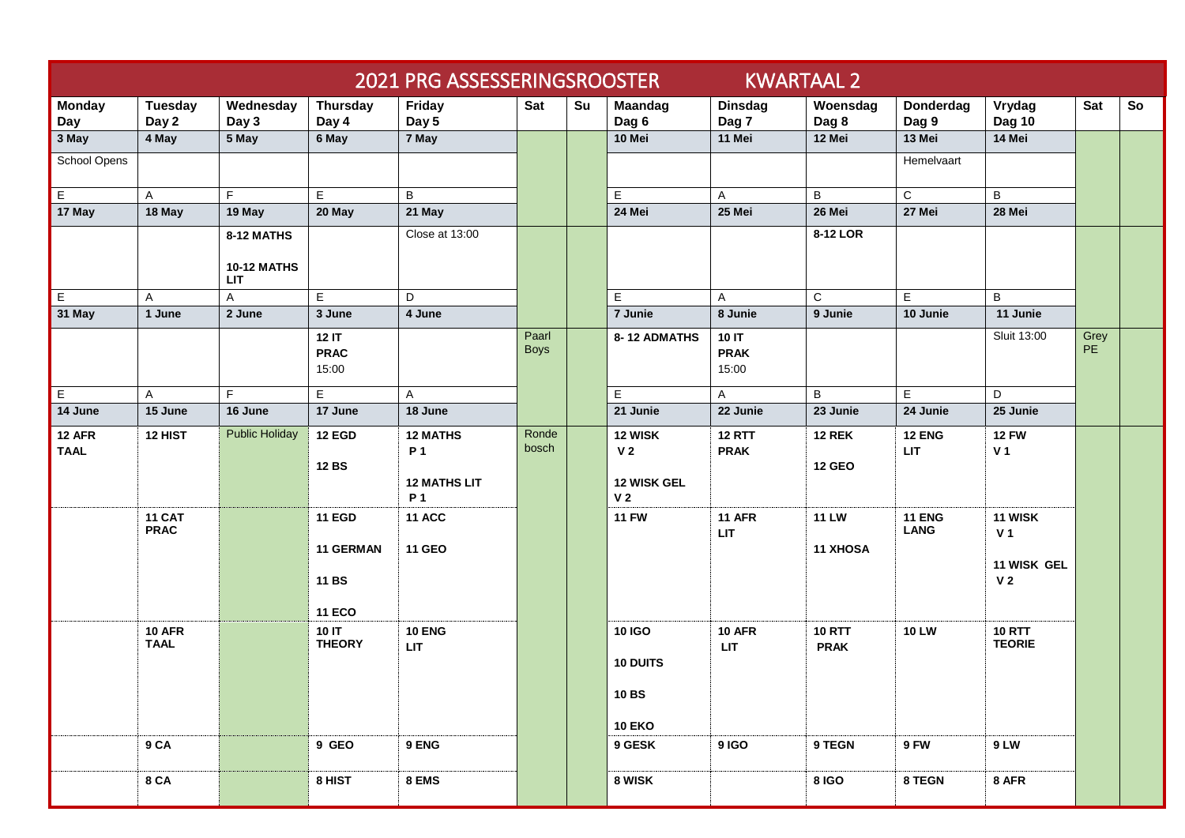# 2021 PRG ASSESSERINGSROOSTER KWARTAAL 2

| Monday Day | Tuesday Day 2 | Wednesday Day 3 | Thursday Day 4 | Friday Day 5 | Sat | Su | Maandag Dag 6 | Dinsdag Dag 7 | Woensdag Dag 8 | Donderdag Dag 9 | Vrydag Dag 10 | Sat | So |
|---|---|---|---|---|---|---|---|---|---|---|---|---|---|
| **3 May** | **4 May** | **5 May** | **6 May** | **7 May** | | | **10 Mei** | **11 Mei** | **12 Mei** | **13 Mei** | **14 Mei** | | |
| School Opens | | | | | | | | | | Hemelvaart | | | |
| E | A | F | E | B | | | E | A | B | C | B | | |
| **17 May** | **18 May** | **19 May** | **20 May** | **21 May** | | | **24 Mei** | **25 Mei** | **26 Mei** | **27 Mei** | **28 Mei** | | |
| | | **8-12 MATHS**<br>**10-12 MATHS LIT** | | Close at 13:00 | | | | | **8-12 LOR** | | | | |
| E | A | A | E | D | | | E | A | C | E | B | | |
| **31 May** | **1 June** | **2 June** | **3 June** | **4 June** | | | **7 Junie** | **8 Junie** | **9 Junie** | **10 Junie** | **11 Junie** | | |
| | | | **12 IT PRAC** 15:00 | | Paarl Boys | | **8- 12 ADMATHS** | **10 IT PRAK** 15:00 | | | Sluit 13:00 | Grey PE | |
| E | A | F | E | A | | | E | A | B | E | D | | |
| **14 June** | **15 June** | **16 June** | **17 June** | **18 June** | | | **21 Junie** | **22 Junie** | **23 Junie** | **24 Junie** | **25 Junie** | | |
| **12 AFR TAAL** | **12 HIST** | Public Holiday | **12 EGD**<br>**12 BS** | **12 MATHS P 1**<br>**12 MATHS LIT P 1** | Ronde bosch | | **12 WISK V 2**<br>**12 WISK GEL V 2** | **12 RTT PRAK** | **12 REK**<br>**12 GEO** | **12 ENG LIT** | **12 FW V 1** | | |
| | **11 CAT PRAC** | | **11 EGD**<br>**11 GERMAN**<br>**11 BS**<br>**11 ECO** | **11 ACC**<br>**11 GEO** | | | **11 FW** | **11 AFR LIT** | **11 LW**<br>**11 XHOSA** | **11 ENG LANG** | **11 WISK V 1**<br>**11 WISK GEL V 2** | | |
| | **10 AFR TAAL** | | **10 IT THEORY** | **10 ENG LIT** | | | **10 IGO**<br>**10 DUITS**<br>**10 BS**<br>**10 EKO** | **10 AFR LIT** | **10 RTT PRAK** | **10 LW** | **10 RTT TEORIE** | | |
| | **9 CA** | | **9 GEO** | **9 ENG** | | | **9 GESK** | **9 IGO** | **9 TEGN** | **9 FW** | **9 LW** | | |
| | **8 CA** | | **8 HIST** | **8 EMS** | | | **8 WISK** | | **8 IGO** | **8 TEGN** | **8 AFR** | | |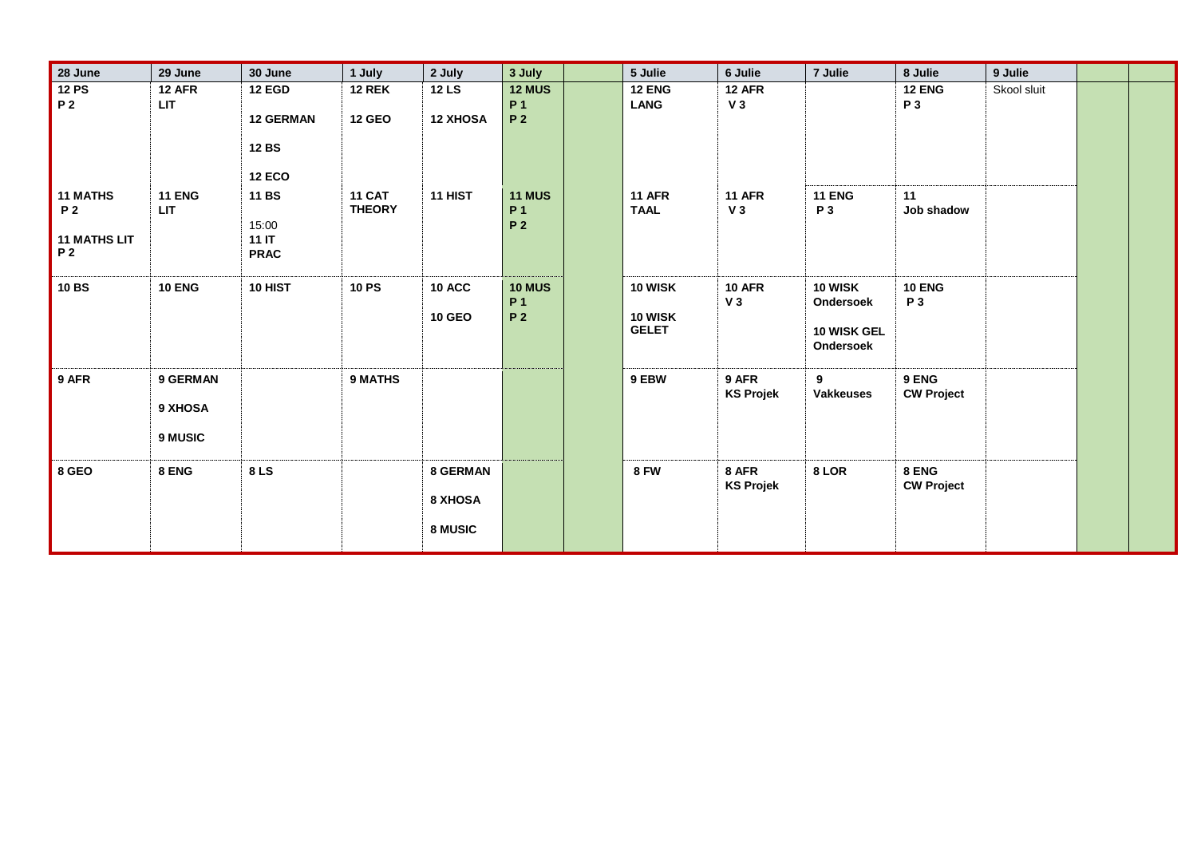| 28 June | 29 June | 30 June | 1 July | 2 July | 3 July | | 5 Julie | 6 Julie | 7 Julie | 8 Julie | 9 Julie | | |
|---|---|---|---|---|---|---|---|---|---|---|---|---|---|
| **12 PS P 2** | **12 AFR LIT** | **12 EGD** **12 GERMAN** **12 BS** **12 ECO** | **12 REK** **12 GEO** | **12 LS** **12 XHOSA** | **12 MUS P 1 P 2** | | **12 ENG LANG** | **12 AFR V 3** | | **12 ENG P 3** | Skool sluit | | |
| **11 MATHS P 2** **11 MATHS LIT P 2** | **11 ENG LIT** | **11 BS** 15:00 **11 IT PRAC** | **11 CAT THEORY** | **11 HIST** | **11 MUS P 1 P 2** | | **11 AFR TAAL** | **11 AFR V 3** | **11 ENG P 3** | **11 Job shadow** | | | |
| **10 BS** | **10 ENG** | **10 HIST** | **10 PS** | **10 ACC** **10 GEO** | **10 MUS P 1 P 2** | | **10 WISK** **10 WISK GELET** | **10 AFR V 3** | **10 WISK Ondersoek** **10 WISK GEL Ondersoek** | **10 ENG P 3** | | | |
| **9 AFR** | **9 GERMAN** **9 XHOSA** **9 MUSIC** | | **9 MATHS** | | | | **9 EBW** | **9 AFR KS Projek** | **9 Vakkeuses** | **9 ENG CW Project** | | | |
| **8 GEO** | **8 ENG** | **8 LS** | | **8 GERMAN** **8 XHOSA** **8 MUSIC** | | | **8 FW** | **8 AFR KS Projek** | **8 LOR** | **8 ENG CW Project** | | | |